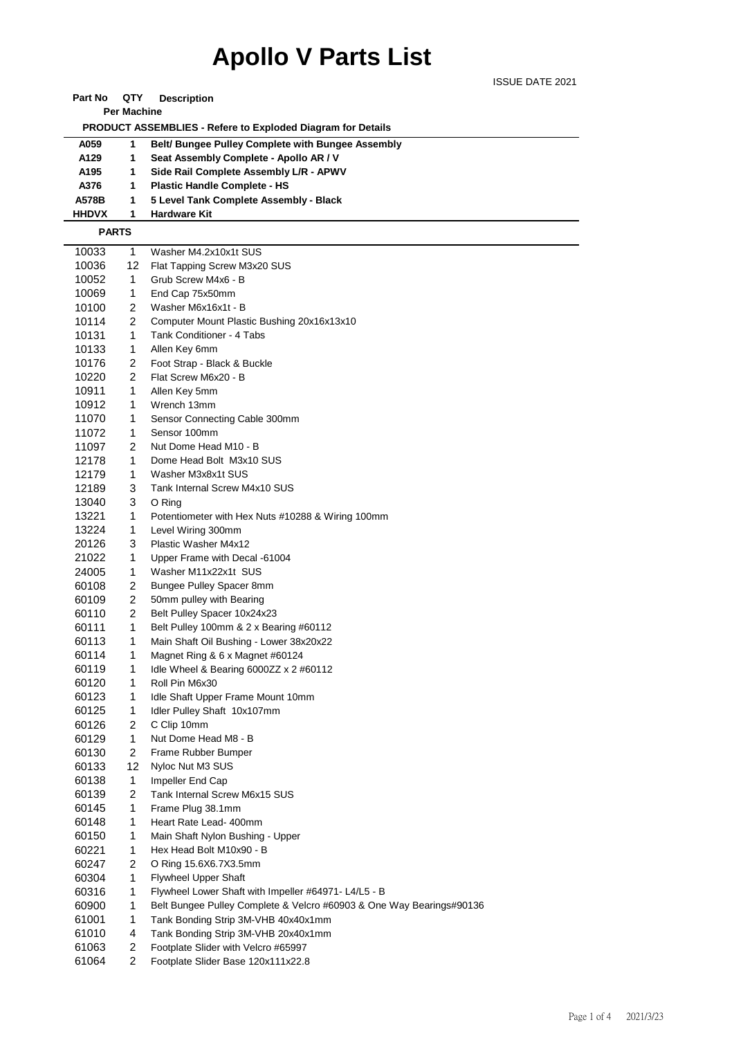# Apollo V Parts List

ISSUE DATE 2021

| Part No | QTY Per Machine | Description |
|---|---|---|
| | | **PRODUCT ASSEMBLIES - Refere to Exploded Diagram for Details** |
| **A059** | **1** | **Belt/ Bungee Pulley Complete with Bungee Assembly** |
| **A129** | **1** | **Seat Assembly Complete - Apollo AR / V** |
| **A195** | **1** | **Side Rail Complete Assembly L/R - APWV** |
| **A376** | **1** | **Plastic Handle Complete - HS** |
| **A578B** | **1** | **5 Level Tank Complete Assembly - Black** |
| **HHDVX** | **1** | **Hardware Kit** |
| **PARTS** | | |
| 10033 | 1 | Washer M4.2x10x1t SUS |
| 10036 | 12 | Flat Tapping Screw M3x20 SUS |
| 10052 | 1 | Grub Screw M4x6 - B |
| 10069 | 1 | End Cap 75x50mm |
| 10100 | 2 | Washer M6x16x1t - B |
| 10114 | 2 | Computer Mount Plastic Bushing 20x16x13x10 |
| 10131 | 1 | Tank Conditioner - 4 Tabs |
| 10133 | 1 | Allen Key 6mm |
| 10176 | 2 | Foot Strap - Black & Buckle |
| 10220 | 2 | Flat Screw M6x20 - B |
| 10911 | 1 | Allen Key 5mm |
| 10912 | 1 | Wrench 13mm |
| 11070 | 1 | Sensor Connecting Cable 300mm |
| 11072 | 1 | Sensor 100mm |
| 11097 | 2 | Nut Dome Head M10 - B |
| 12178 | 1 | Dome Head Bolt M3x10 SUS |
| 12179 | 1 | Washer M3x8x1t SUS |
| 12189 | 3 | Tank Internal Screw M4x10 SUS |
| 13040 | 3 | O Ring |
| 13221 | 1 | Potentiometer with Hex Nuts #10288 & Wiring 100mm |
| 13224 | 1 | Level Wiring 300mm |
| 20126 | 3 | Plastic Washer M4x12 |
| 21022 | 1 | Upper Frame with Decal -61004 |
| 24005 | 1 | Washer M11x22x1t SUS |
| 60108 | 2 | Bungee Pulley Spacer 8mm |
| 60109 | 2 | 50mm pulley with Bearing |
| 60110 | 2 | Belt Pulley Spacer 10x24x23 |
| 60111 | 1 | Belt Pulley 100mm & 2 x Bearing #60112 |
| 60113 | 1 | Main Shaft Oil Bushing - Lower 38x20x22 |
| 60114 | 1 | Magnet Ring & 6 x Magnet #60124 |
| 60119 | 1 | Idle Wheel & Bearing 6000ZZ x 2 #60112 |
| 60120 | 1 | Roll Pin M6x30 |
| 60123 | 1 | Idle Shaft Upper Frame Mount 10mm |
| 60125 | 1 | Idler Pulley Shaft 10x107mm |
| 60126 | 2 | C Clip 10mm |
| 60129 | 1 | Nut Dome Head M8 - B |
| 60130 | 2 | Frame Rubber Bumper |
| 60133 | 12 | Nyloc Nut M3 SUS |
| 60138 | 1 | Impeller End Cap |
| 60139 | 2 | Tank Internal Screw M6x15 SUS |
| 60145 | 1 | Frame Plug 38.1mm |
| 60148 | 1 | Heart Rate Lead- 400mm |
| 60150 | 1 | Main Shaft Nylon Bushing - Upper |
| 60221 | 1 | Hex Head Bolt M10x90 - B |
| 60247 | 2 | O Ring 15.6X6.7X3.5mm |
| 60304 | 1 | Flywheel Upper Shaft |
| 60316 | 1 | Flywheel Lower Shaft with Impeller #64971- L4/L5 - B |
| 60900 | 1 | Belt Bungee Pulley Complete & Velcro #60903 & One Way Bearings#90136 |
| 61001 | 1 | Tank Bonding Strip 3M-VHB 40x40x1mm |
| 61010 | 4 | Tank Bonding Strip 3M-VHB 20x40x1mm |
| 61063 | 2 | Footplate Slider with Velcro #65997 |
| 61064 | 2 | Footplate Slider Base 120x111x22.8 |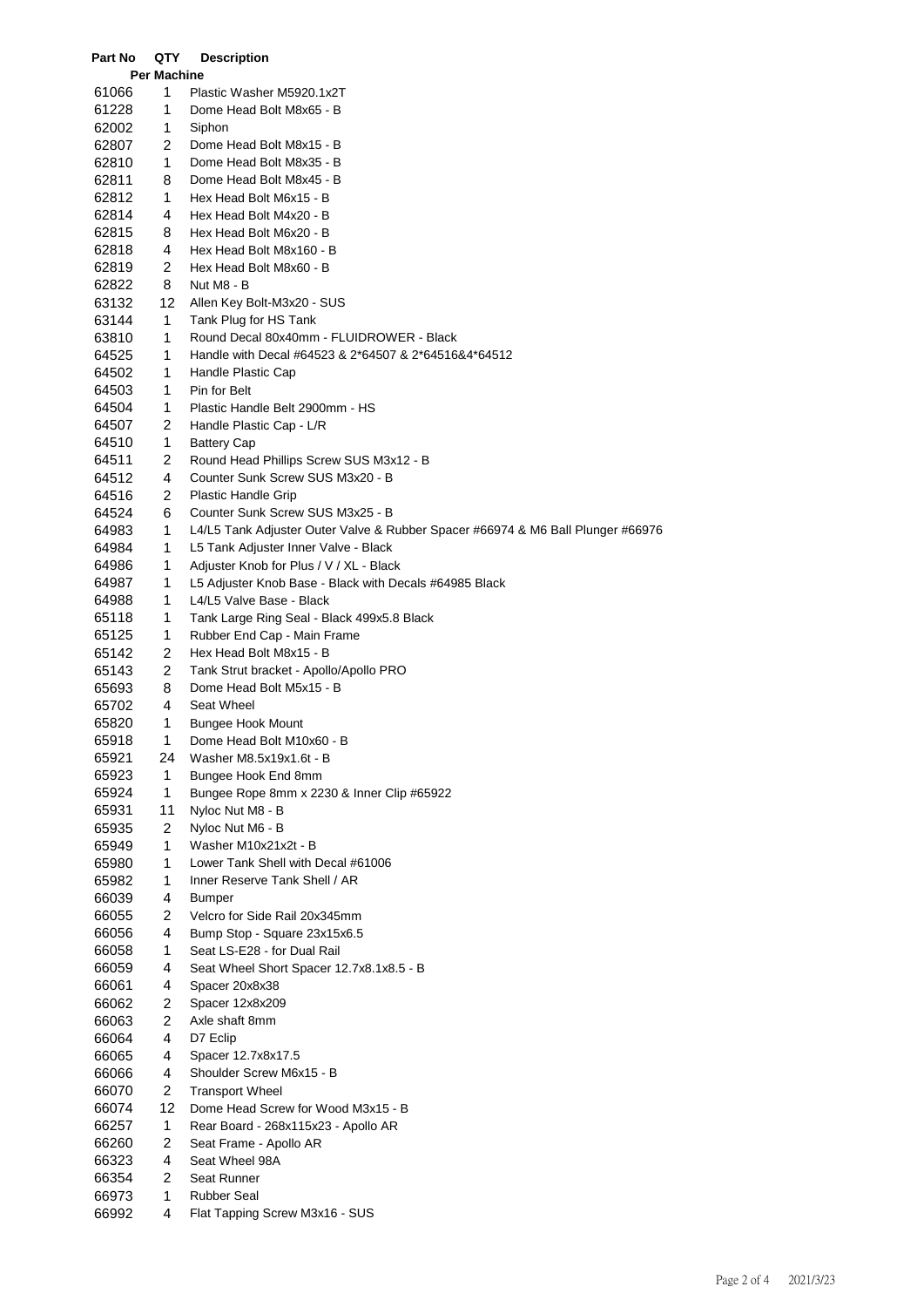| Part No | QTY Per Machine | Description |
|---|---|---|
| 61066 | 1 | Plastic Washer M5920.1x2T |
| 61228 | 1 | Dome Head Bolt M8x65 - B |
| 62002 | 1 | Siphon |
| 62807 | 2 | Dome Head Bolt M8x15 - B |
| 62810 | 1 | Dome Head Bolt M8x35 - B |
| 62811 | 8 | Dome Head Bolt M8x45 - B |
| 62812 | 1 | Hex Head Bolt M6x15 - B |
| 62814 | 4 | Hex Head Bolt M4x20 - B |
| 62815 | 8 | Hex Head Bolt M6x20 - B |
| 62818 | 4 | Hex Head Bolt M8x160 - B |
| 62819 | 2 | Hex Head Bolt M8x60 - B |
| 62822 | 8 | Nut M8 - B |
| 63132 | 12 | Allen Key Bolt-M3x20 - SUS |
| 63144 | 1 | Tank Plug for HS Tank |
| 63810 | 1 | Round Decal 80x40mm - FLUIDROWER - Black |
| 64525 | 1 | Handle with Decal #64523 & 2*64507 & 2*64516&4*64512 |
| 64502 | 1 | Handle Plastic Cap |
| 64503 | 1 | Pin for Belt |
| 64504 | 1 | Plastic Handle Belt 2900mm - HS |
| 64507 | 2 | Handle Plastic Cap - L/R |
| 64510 | 1 | Battery Cap |
| 64511 | 2 | Round Head Phillips Screw SUS M3x12 - B |
| 64512 | 4 | Counter Sunk Screw SUS M3x20 - B |
| 64516 | 2 | Plastic Handle Grip |
| 64524 | 6 | Counter Sunk Screw SUS M3x25 - B |
| 64983 | 1 | L4/L5 Tank Adjuster Outer Valve & Rubber Spacer #66974 & M6 Ball Plunger #66976 |
| 64984 | 1 | L5 Tank Adjuster Inner Valve - Black |
| 64986 | 1 | Adjuster Knob for Plus / V / XL - Black |
| 64987 | 1 | L5 Adjuster Knob Base - Black with Decals #64985 Black |
| 64988 | 1 | L4/L5 Valve Base - Black |
| 65118 | 1 | Tank Large Ring Seal - Black 499x5.8 Black |
| 65125 | 1 | Rubber End Cap - Main Frame |
| 65142 | 2 | Hex Head Bolt M8x15 - B |
| 65143 | 2 | Tank Strut bracket - Apollo/Apollo PRO |
| 65693 | 8 | Dome Head Bolt M5x15 - B |
| 65702 | 4 | Seat Wheel |
| 65820 | 1 | Bungee Hook Mount |
| 65918 | 1 | Dome Head Bolt M10x60 - B |
| 65921 | 24 | Washer M8.5x19x1.6t - B |
| 65923 | 1 | Bungee Hook End 8mm |
| 65924 | 1 | Bungee Rope 8mm x 2230 & Inner Clip #65922 |
| 65931 | 11 | Nyloc Nut M8 - B |
| 65935 | 2 | Nyloc Nut M6 - B |
| 65949 | 1 | Washer M10x21x2t - B |
| 65980 | 1 | Lower Tank Shell with Decal #61006 |
| 65982 | 1 | Inner Reserve Tank Shell / AR |
| 66039 | 4 | Bumper |
| 66055 | 2 | Velcro for Side Rail 20x345mm |
| 66056 | 4 | Bump Stop - Square 23x15x6.5 |
| 66058 | 1 | Seat LS-E28 - for Dual Rail |
| 66059 | 4 | Seat Wheel Short Spacer 12.7x8.1x8.5 - B |
| 66061 | 4 | Spacer 20x8x38 |
| 66062 | 2 | Spacer 12x8x209 |
| 66063 | 2 | Axle shaft 8mm |
| 66064 | 4 | D7 Eclip |
| 66065 | 4 | Spacer 12.7x8x17.5 |
| 66066 | 4 | Shoulder Screw M6x15 - B |
| 66070 | 2 | Transport Wheel |
| 66074 | 12 | Dome Head Screw for Wood M3x15 - B |
| 66257 | 1 | Rear Board - 268x115x23 - Apollo AR |
| 66260 | 2 | Seat Frame - Apollo AR |
| 66323 | 4 | Seat Wheel 98A |
| 66354 | 2 | Seat Runner |
| 66973 | 1 | Rubber Seal |
| 66992 | 4 | Flat Tapping Screw M3x16 - SUS |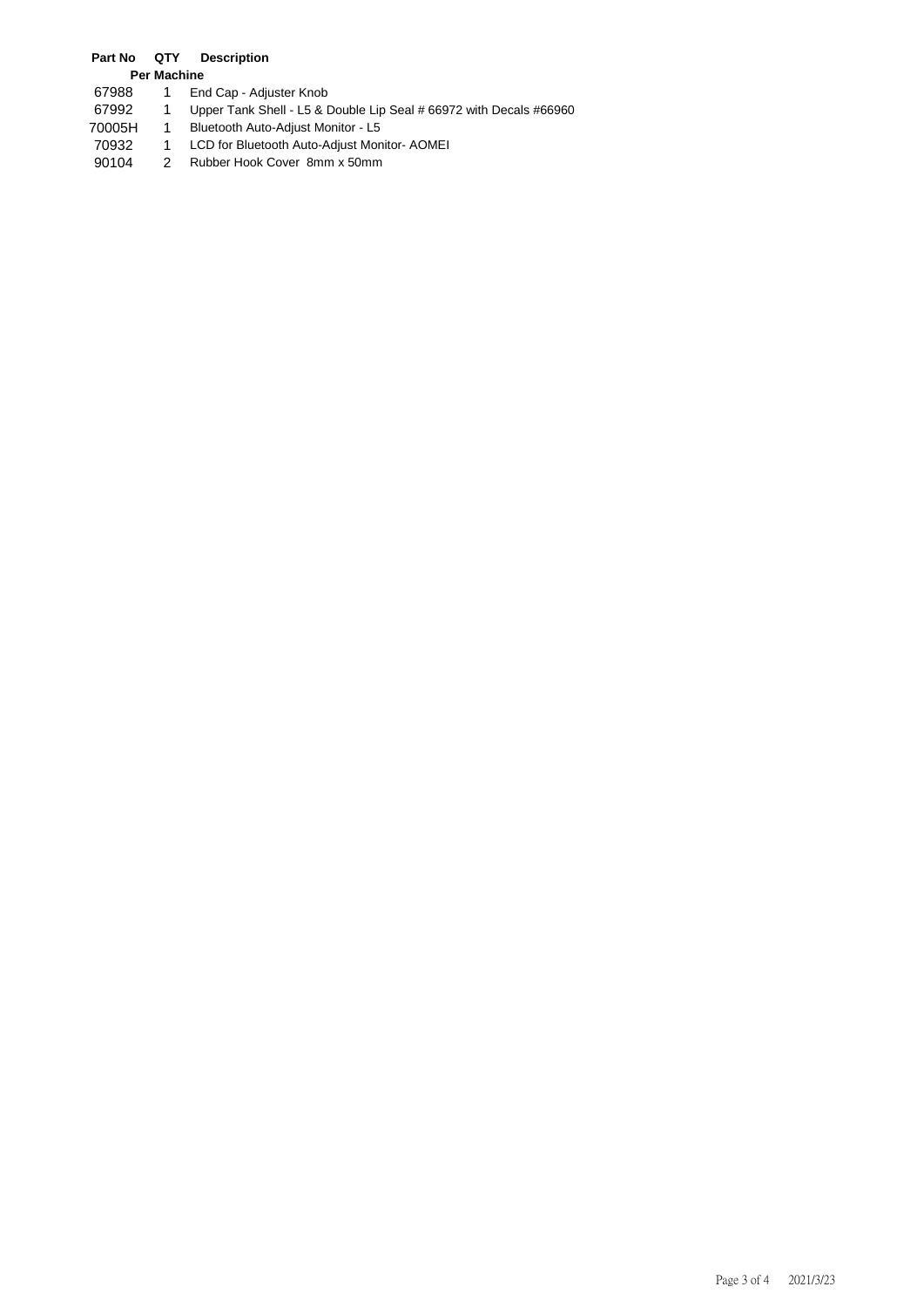| Part No | QTY Per Machine | Description |
|---|---|---|
| 67988 | 1 | End Cap - Adjuster Knob |
| 67992 | 1 | Upper Tank Shell - L5 & Double Lip Seal # 66972 with Decals #66960 |
| 70005H | 1 | Bluetooth Auto-Adjust Monitor - L5 |
| 70932 | 1 | LCD for Bluetooth Auto-Adjust Monitor- AOMEI |
| 90104 | 2 | Rubber Hook Cover 8mm x 50mm |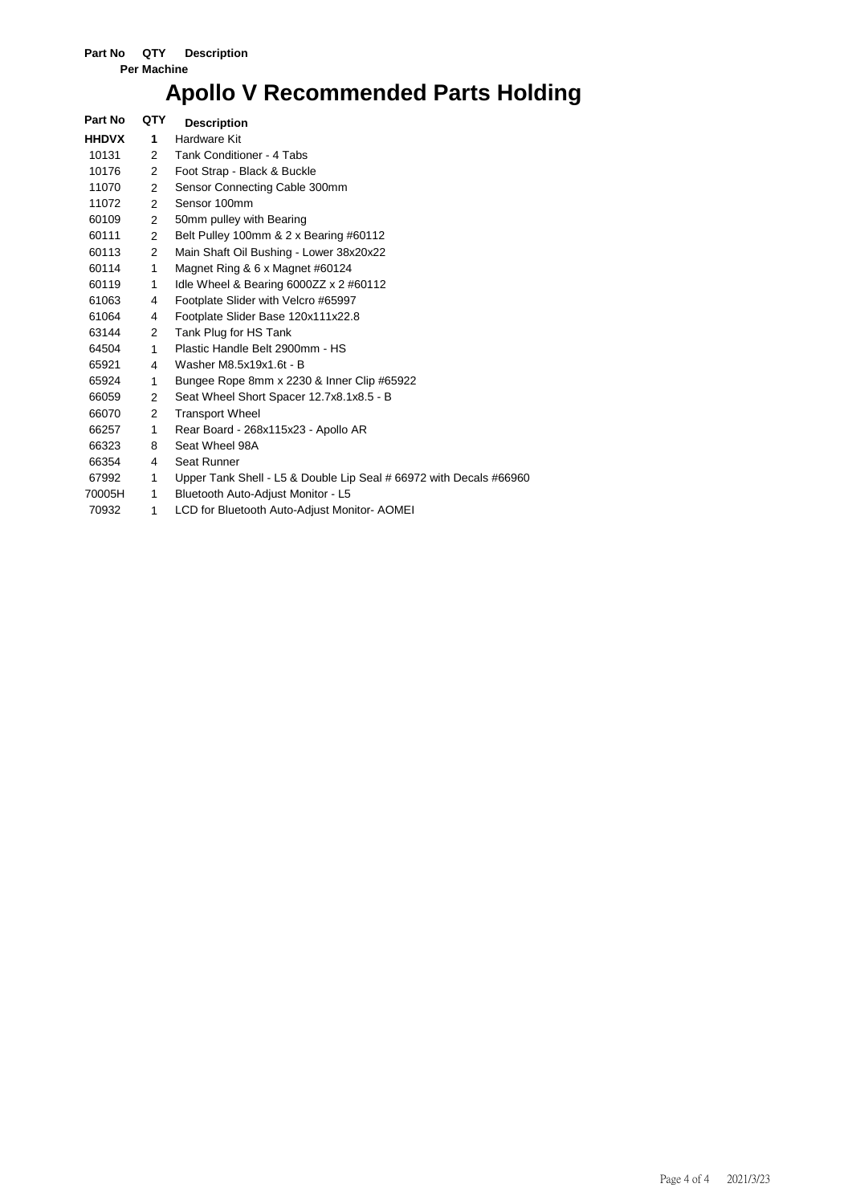**Part No QTY Description**
**Per Machine**

# Apollo V Recommended Parts Holding

| Part No | QTY | Description |
|---|---|---|
| **HHDVX** | **1** | Hardware Kit |
| 10131 | 2 | Tank Conditioner - 4 Tabs |
| 10176 | 2 | Foot Strap - Black & Buckle |
| 11070 | 2 | Sensor Connecting Cable 300mm |
| 11072 | 2 | Sensor 100mm |
| 60109 | 2 | 50mm pulley with Bearing |
| 60111 | 2 | Belt Pulley 100mm & 2 x Bearing #60112 |
| 60113 | 2 | Main Shaft Oil Bushing - Lower 38x20x22 |
| 60114 | 1 | Magnet Ring & 6 x Magnet #60124 |
| 60119 | 1 | Idle Wheel & Bearing 6000ZZ x 2 #60112 |
| 61063 | 4 | Footplate Slider with Velcro #65997 |
| 61064 | 4 | Footplate Slider Base 120x111x22.8 |
| 63144 | 2 | Tank Plug for HS Tank |
| 64504 | 1 | Plastic Handle Belt 2900mm - HS |
| 65921 | 4 | Washer M8.5x19x1.6t - B |
| 65924 | 1 | Bungee Rope 8mm x 2230 & Inner Clip #65922 |
| 66059 | 2 | Seat Wheel Short Spacer 12.7x8.1x8.5 - B |
| 66070 | 2 | Transport Wheel |
| 66257 | 1 | Rear Board - 268x115x23 - Apollo AR |
| 66323 | 8 | Seat Wheel 98A |
| 66354 | 4 | Seat Runner |
| 67992 | 1 | Upper Tank Shell - L5 & Double Lip Seal # 66972 with Decals #66960 |
| 70005H | 1 | Bluetooth Auto-Adjust Monitor - L5 |
| 70932 | 1 | LCD for Bluetooth Auto-Adjust Monitor- AOMEI |